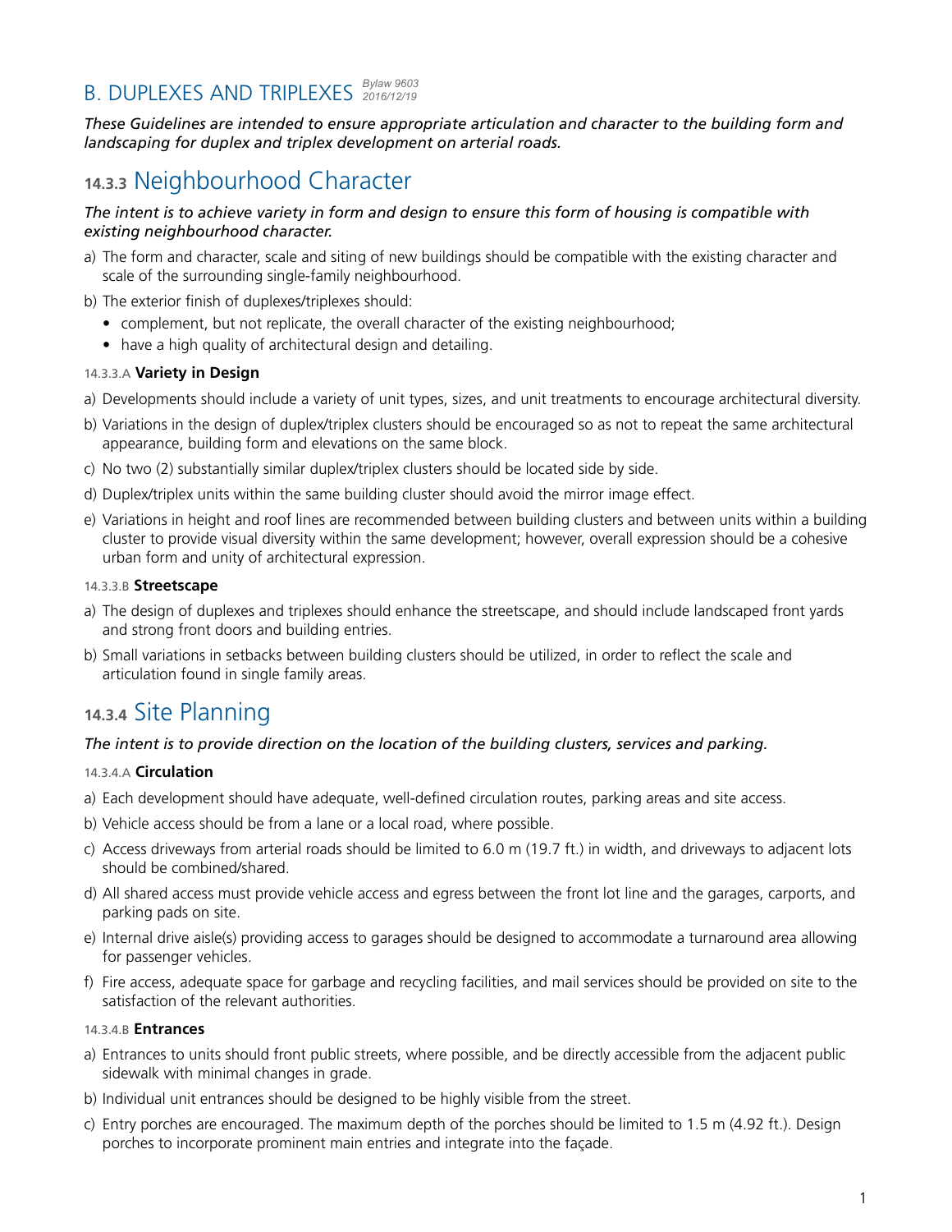## B. DUPLEXES AND TRIPLEXES *Bylaw 9603 2016/12/19*

*These Guidelines are intended to ensure appropriate articulation and character to the building form and landscaping for duplex and triplex development on arterial roads.*

## 14.3.3 Neighbourhood Character

*The intent is to achieve variety in form and design to ensure this form of housing is compatible with existing neighbourhood character.*

a) The form and character, scale and siting of new buildings should be compatible with the existing character and scale of the surrounding single-family neighbourhood.

b) The exterior finish of duplexes/triplexes should:

- complement, but not replicate, the overall character of the existing neighbourhood;
- have a high quality of architectural design and detailing.

#### 14.3.3.A **Variety in Design**

a) Developments should include a variety of unit types, sizes, and unit treatments to encourage architectural diversity.

b) Variations in the design of duplex/triplex clusters should be encouraged so as not to repeat the same architectural appearance, building form and elevations on the same block.

c) No two (2) substantially similar duplex/triplex clusters should be located side by side.

d) Duplex/triplex units within the same building cluster should avoid the mirror image effect.

e) Variations in height and roof lines are recommended between building clusters and between units within a building cluster to provide visual diversity within the same development; however, overall expression should be a cohesive urban form and unity of architectural expression.

#### 14.3.3.B **Streetscape**

a) The design of duplexes and triplexes should enhance the streetscape, and should include landscaped front yards and strong front doors and building entries.

b) Small variations in setbacks between building clusters should be utilized, in order to reflect the scale and articulation found in single family areas.

## 14.3.4 Site Planning

*The intent is to provide direction on the location of the building clusters, services and parking.*

#### 14.3.4.A **Circulation**

a) Each development should have adequate, well-defined circulation routes, parking areas and site access.

b) Vehicle access should be from a lane or a local road, where possible.

c) Access driveways from arterial roads should be limited to 6.0 m (19.7 ft.) in width, and driveways to adjacent lots should be combined/shared.

d) All shared access must provide vehicle access and egress between the front lot line and the garages, carports, and parking pads on site.

e) Internal drive aisle(s) providing access to garages should be designed to accommodate a turnaround area allowing for passenger vehicles.

f) Fire access, adequate space for garbage and recycling facilities, and mail services should be provided on site to the satisfaction of the relevant authorities.

#### 14.3.4.B **Entrances**

a) Entrances to units should front public streets, where possible, and be directly accessible from the adjacent public sidewalk with minimal changes in grade.

b) Individual unit entrances should be designed to be highly visible from the street.

c) Entry porches are encouraged. The maximum depth of the porches should be limited to 1.5 m (4.92 ft.). Design porches to incorporate prominent main entries and integrate into the façade.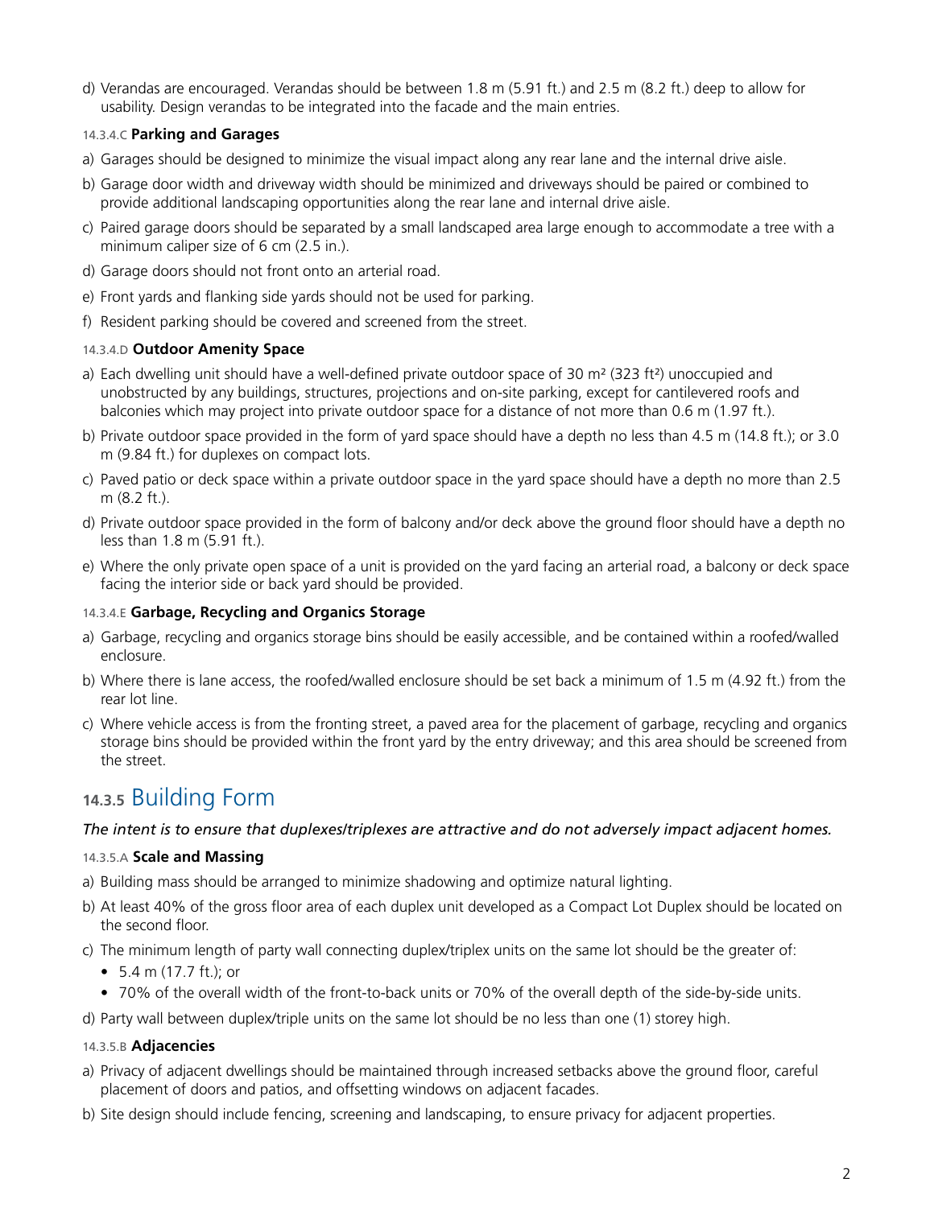d) Verandas are encouraged. Verandas should be between 1.8 m (5.91 ft.) and 2.5 m (8.2 ft.) deep to allow for usability. Design verandas to be integrated into the facade and the main entries.

#### 14.3.4.C **Parking and Garages**

a) Garages should be designed to minimize the visual impact along any rear lane and the internal drive aisle.

b) Garage door width and driveway width should be minimized and driveways should be paired or combined to provide additional landscaping opportunities along the rear lane and internal drive aisle.

c) Paired garage doors should be separated by a small landscaped area large enough to accommodate a tree with a minimum caliper size of 6 cm (2.5 in.).

d) Garage doors should not front onto an arterial road.

e) Front yards and flanking side yards should not be used for parking.

f) Resident parking should be covered and screened from the street.

#### 14.3.4.D **Outdoor Amenity Space**

a) Each dwelling unit should have a well-defined private outdoor space of 30 m² (323 ft²) unoccupied and unobstructed by any buildings, structures, projections and on-site parking, except for cantilevered roofs and balconies which may project into private outdoor space for a distance of not more than 0.6 m (1.97 ft.).

b) Private outdoor space provided in the form of yard space should have a depth no less than 4.5 m (14.8 ft.); or 3.0 m (9.84 ft.) for duplexes on compact lots.

c) Paved patio or deck space within a private outdoor space in the yard space should have a depth no more than 2.5 m (8.2 ft.).

d) Private outdoor space provided in the form of balcony and/or deck above the ground floor should have a depth no less than 1.8 m (5.91 ft.).

e) Where the only private open space of a unit is provided on the yard facing an arterial road, a balcony or deck space facing the interior side or back yard should be provided.

#### 14.3.4.E **Garbage, Recycling and Organics Storage**

a) Garbage, recycling and organics storage bins should be easily accessible, and be contained within a roofed/walled enclosure.

b) Where there is lane access, the roofed/walled enclosure should be set back a minimum of 1.5 m (4.92 ft.) from the rear lot line.

c) Where vehicle access is from the fronting street, a paved area for the placement of garbage, recycling and organics storage bins should be provided within the front yard by the entry driveway; and this area should be screened from the street.

## 14.3.5 Building Form

*The intent is to ensure that duplexes/triplexes are attractive and do not adversely impact adjacent homes.*

#### 14.3.5.A **Scale and Massing**

a) Building mass should be arranged to minimize shadowing and optimize natural lighting.

b) At least 40% of the gross floor area of each duplex unit developed as a Compact Lot Duplex should be located on the second floor.

c) The minimum length of party wall connecting duplex/triplex units on the same lot should be the greater of:

- 5.4 m (17.7 ft.); or
- 70% of the overall width of the front-to-back units or 70% of the overall depth of the side-by-side units.

d) Party wall between duplex/triple units on the same lot should be no less than one (1) storey high.

#### 14.3.5.B **Adjacencies**

a) Privacy of adjacent dwellings should be maintained through increased setbacks above the ground floor, careful placement of doors and patios, and offsetting windows on adjacent facades.

b) Site design should include fencing, screening and landscaping, to ensure privacy for adjacent properties.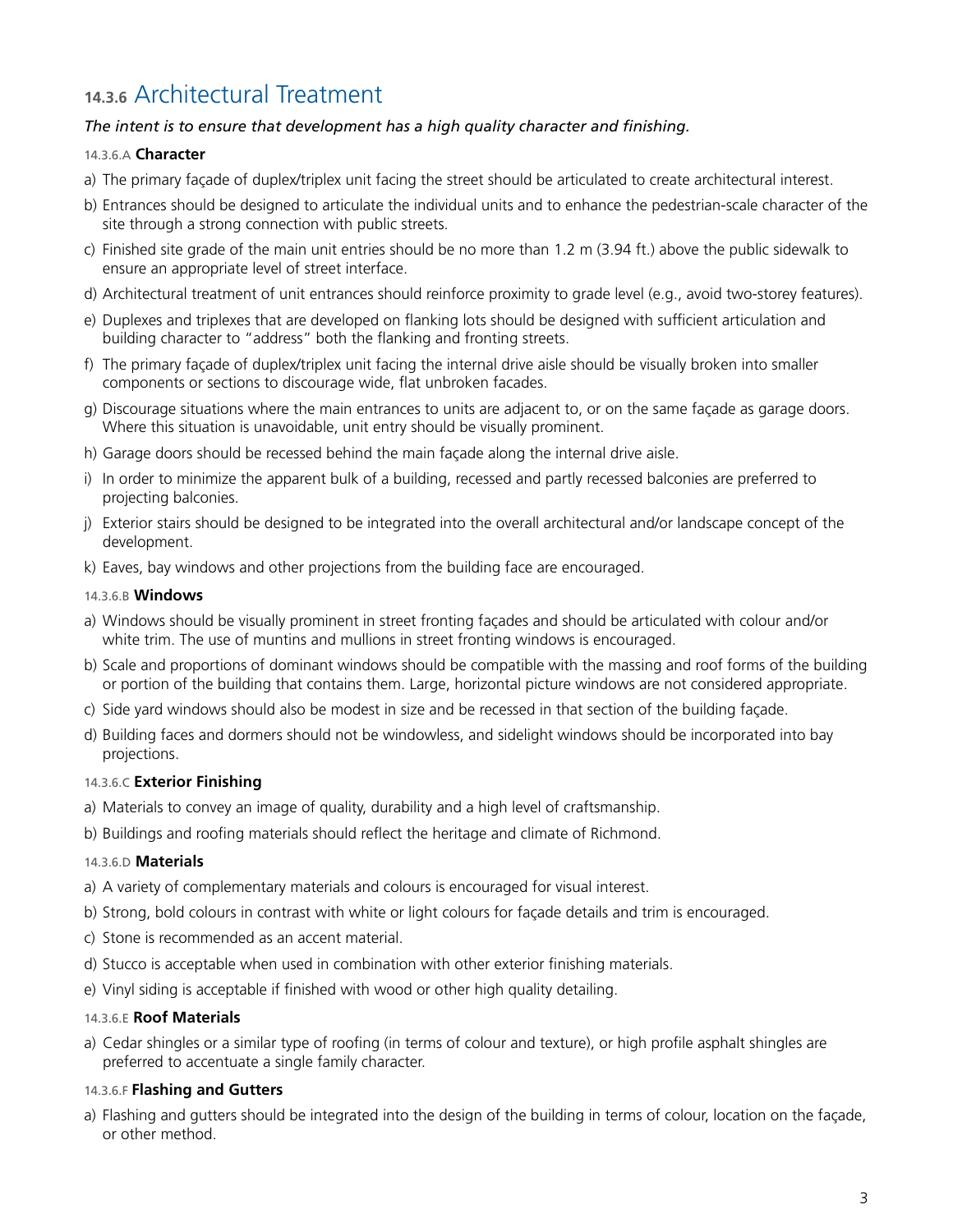## 14.3.6 Architectural Treatment

*The intent is to ensure that development has a high quality character and finishing.*

### 14.3.6.A **Character**

a) The primary façade of duplex/triplex unit facing the street should be articulated to create architectural interest.

b) Entrances should be designed to articulate the individual units and to enhance the pedestrian-scale character of the site through a strong connection with public streets.

c) Finished site grade of the main unit entries should be no more than 1.2 m (3.94 ft.) above the public sidewalk to ensure an appropriate level of street interface.

d) Architectural treatment of unit entrances should reinforce proximity to grade level (e.g., avoid two-storey features).

e) Duplexes and triplexes that are developed on flanking lots should be designed with sufficient articulation and building character to "address" both the flanking and fronting streets.

f) The primary façade of duplex/triplex unit facing the internal drive aisle should be visually broken into smaller components or sections to discourage wide, flat unbroken facades.

g) Discourage situations where the main entrances to units are adjacent to, or on the same façade as garage doors. Where this situation is unavoidable, unit entry should be visually prominent.

h) Garage doors should be recessed behind the main façade along the internal drive aisle.

i) In order to minimize the apparent bulk of a building, recessed and partly recessed balconies are preferred to projecting balconies.

j) Exterior stairs should be designed to be integrated into the overall architectural and/or landscape concept of the development.

k) Eaves, bay windows and other projections from the building face are encouraged.

### 14.3.6.B **Windows**

a) Windows should be visually prominent in street fronting façades and should be articulated with colour and/or white trim. The use of muntins and mullions in street fronting windows is encouraged.

b) Scale and proportions of dominant windows should be compatible with the massing and roof forms of the building or portion of the building that contains them. Large, horizontal picture windows are not considered appropriate.

c) Side yard windows should also be modest in size and be recessed in that section of the building façade.

d) Building faces and dormers should not be windowless, and sidelight windows should be incorporated into bay projections.

### 14.3.6.C **Exterior Finishing**

a) Materials to convey an image of quality, durability and a high level of craftsmanship.

b) Buildings and roofing materials should reflect the heritage and climate of Richmond.

### 14.3.6.D **Materials**

a) A variety of complementary materials and colours is encouraged for visual interest.

b) Strong, bold colours in contrast with white or light colours for façade details and trim is encouraged.

c) Stone is recommended as an accent material.

d) Stucco is acceptable when used in combination with other exterior finishing materials.

e) Vinyl siding is acceptable if finished with wood or other high quality detailing.

### 14.3.6.E **Roof Materials**

a) Cedar shingles or a similar type of roofing (in terms of colour and texture), or high profile asphalt shingles are preferred to accentuate a single family character.

### 14.3.6.F **Flashing and Gutters**

a) Flashing and gutters should be integrated into the design of the building in terms of colour, location on the façade, or other method.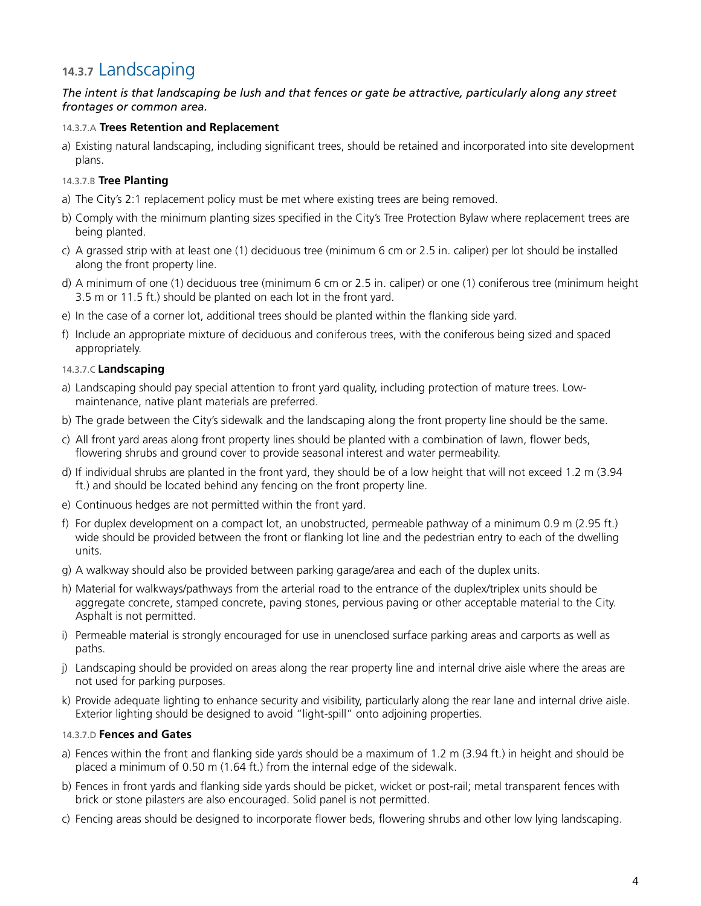## 14.3.7 Landscaping

*The intent is that landscaping be lush and that fences or gate be attractive, particularly along any street frontages or common area.*

### 14.3.7.A **Trees Retention and Replacement**

a) Existing natural landscaping, including significant trees, should be retained and incorporated into site development plans.

### 14.3.7.B **Tree Planting**

a) The City's 2:1 replacement policy must be met where existing trees are being removed.

b) Comply with the minimum planting sizes specified in the City's Tree Protection Bylaw where replacement trees are being planted.

c) A grassed strip with at least one (1) deciduous tree (minimum 6 cm or 2.5 in. caliper) per lot should be installed along the front property line.

d) A minimum of one (1) deciduous tree (minimum 6 cm or 2.5 in. caliper) or one (1) coniferous tree (minimum height 3.5 m or 11.5 ft.) should be planted on each lot in the front yard.

e) In the case of a corner lot, additional trees should be planted within the flanking side yard.

f) Include an appropriate mixture of deciduous and coniferous trees, with the coniferous being sized and spaced appropriately.

### 14.3.7.C **Landscaping**

a) Landscaping should pay special attention to front yard quality, including protection of mature trees. Low-maintenance, native plant materials are preferred.

b) The grade between the City's sidewalk and the landscaping along the front property line should be the same.

c) All front yard areas along front property lines should be planted with a combination of lawn, flower beds, flowering shrubs and ground cover to provide seasonal interest and water permeability.

d) If individual shrubs are planted in the front yard, they should be of a low height that will not exceed 1.2 m (3.94 ft.) and should be located behind any fencing on the front property line.

e) Continuous hedges are not permitted within the front yard.

f) For duplex development on a compact lot, an unobstructed, permeable pathway of a minimum 0.9 m (2.95 ft.) wide should be provided between the front or flanking lot line and the pedestrian entry to each of the dwelling units.

g) A walkway should also be provided between parking garage/area and each of the duplex units.

h) Material for walkways/pathways from the arterial road to the entrance of the duplex/triplex units should be aggregate concrete, stamped concrete, paving stones, pervious paving or other acceptable material to the City. Asphalt is not permitted.

i) Permeable material is strongly encouraged for use in unenclosed surface parking areas and carports as well as paths.

j) Landscaping should be provided on areas along the rear property line and internal drive aisle where the areas are not used for parking purposes.

k) Provide adequate lighting to enhance security and visibility, particularly along the rear lane and internal drive aisle. Exterior lighting should be designed to avoid "light-spill" onto adjoining properties.

### 14.3.7.D **Fences and Gates**

a) Fences within the front and flanking side yards should be a maximum of 1.2 m (3.94 ft.) in height and should be placed a minimum of 0.50 m (1.64 ft.) from the internal edge of the sidewalk.

b) Fences in front yards and flanking side yards should be picket, wicket or post-rail; metal transparent fences with brick or stone pilasters are also encouraged. Solid panel is not permitted.

c) Fencing areas should be designed to incorporate flower beds, flowering shrubs and other low lying landscaping.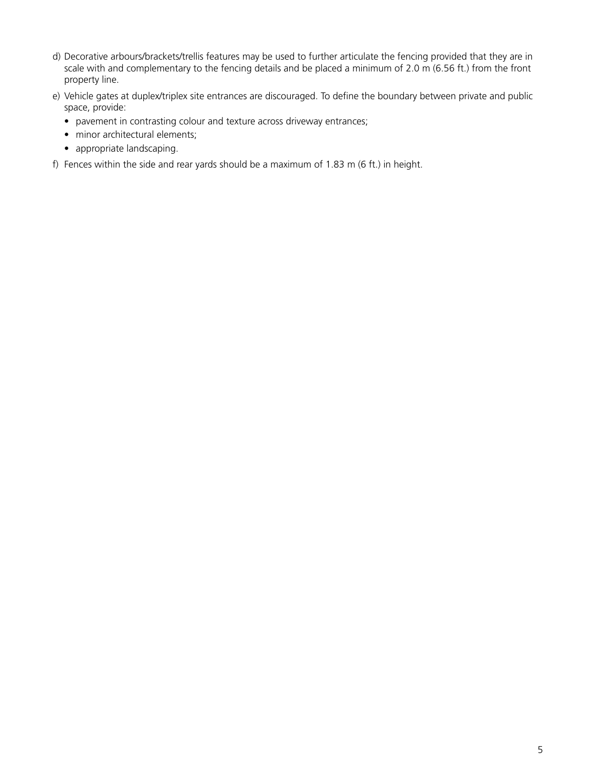d) Decorative arbours/brackets/trellis features may be used to further articulate the fencing provided that they are in scale with and complementary to the fencing details and be placed a minimum of 2.0 m (6.56 ft.) from the front property line.

e) Vehicle gates at duplex/triplex site entrances are discouraged. To define the boundary between private and public space, provide:
   - pavement in contrasting colour and texture across driveway entrances;
   - minor architectural elements;
   - appropriate landscaping.

f) Fences within the side and rear yards should be a maximum of 1.83 m (6 ft.) in height.